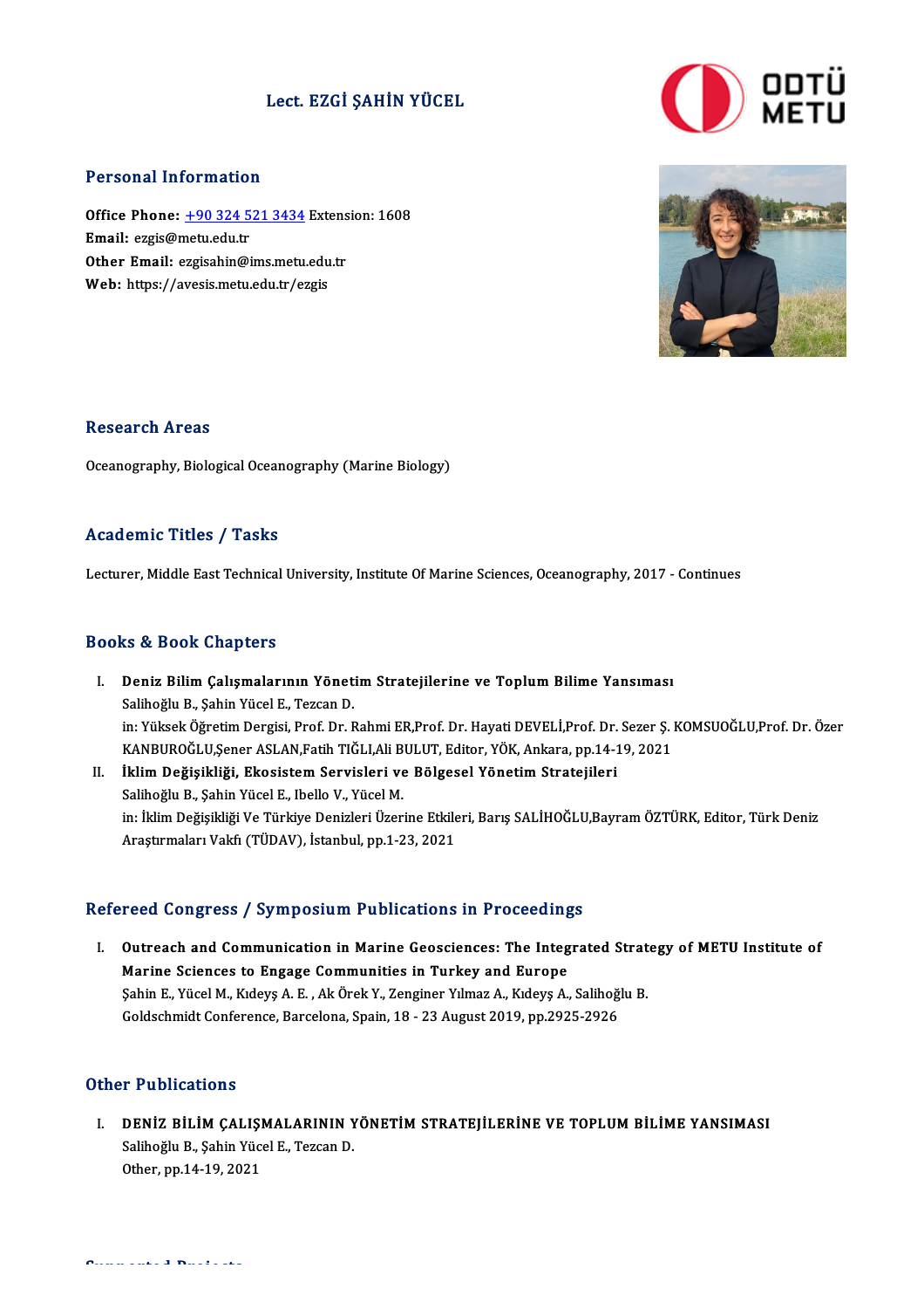# Lect. EZGİ ŞAHİN YÜCEL

## Personal Information

**Office Phone:** +90 324 521 3434 Extension: 1608
**Email:** ezgis@metu.edu.tr
**Other Email:** ezgisahin@ims.metu.edu.tr
**Web:** https://avesis.metu.edu.tr/ezgis

## Research Areas

Oceanography, Biological Oceanography (Marine Biology)

## Academic Titles / Tasks

Lecturer, Middle East Technical University, Institute Of Marine Sciences, Oceanography, 2017 - Continues

## Books & Book Chapters

I. **Deniz Bilim Çalışmalarının Yönetim Stratejilerine ve Toplum Bilime Yansıması**
Salihoğlu B., Şahin Yücel E., Tezcan D.
in: Yüksek Öğretim Dergisi, Prof. Dr. Rahmi ER,Prof. Dr. Hayati DEVELİ,Prof. Dr. Sezer Ş. KOMSUOĞLU,Prof. Dr. Özer KANBUROĞLU,Şener ASLAN,Fatih TIĞLI,Ali BULUT, Editor, YÖK, Ankara, pp.14-19, 2021

II. **İklim Değişikliği, Ekosistem Servisleri ve Bölgesel Yönetim Stratejileri**
Salihoğlu B., Şahin Yücel E., Ibello V., Yücel M.
in: İklim Değişikliği Ve Türkiye Denizleri Üzerine Etkileri, Barış SALİHOĞLU,Bayram ÖZTÜRK, Editor, Türk Deniz Araştırmaları Vakfı (TÜDAV), İstanbul, pp.1-23, 2021

## Refereed Congress / Symposium Publications in Proceedings

I. **Outreach and Communication in Marine Geosciences: The Integrated Strategy of METU Institute of Marine Sciences to Engage Communities in Turkey and Europe**
Şahin E., Yücel M., Kıdeyş A. E. , Ak Örek Y., Zenginer Yılmaz A., Kıdeyş A., Salihoğlu B.
Goldschmidt Conference, Barcelona, Spain, 18 - 23 August 2019, pp.2925-2926

## Other Publications

I. **DENİZ BİLİM ÇALIŞMALARININ YÖNETİM STRATEJİLERİNE VE TOPLUM BİLİME YANSIMASI**
Salihoğlu B., Şahin Yücel E., Tezcan D.
Other, pp.14-19, 2021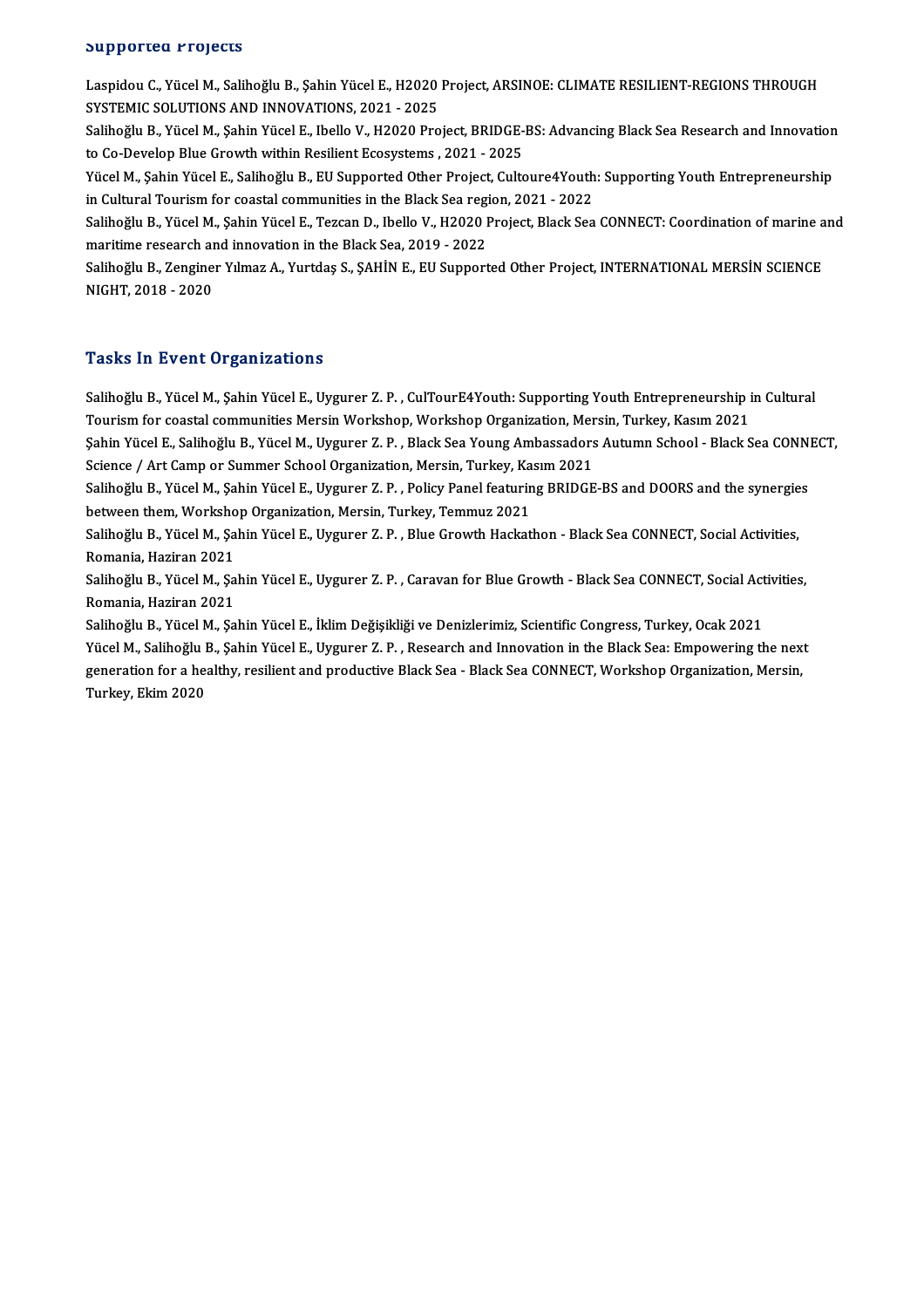## Supported Projects

Laspidou C., Yücel M., Salihoğlu B., Şahin Yücel E., H2020 Project, ARSINOE: CLIMATE RESILIENT-REGIONS THROUGH SYSTEMIC SOLUTIONS AND INNOVATIONS, 2021 - 2025

Salihoğlu B., Yücel M., Şahin Yücel E., Ibello V., H2020 Project, BRIDGE-BS: Advancing Black Sea Research and Innovation to Co-Develop Blue Growth within Resilient Ecosystems , 2021 - 2025

Yücel M., Şahin Yücel E., Salihoğlu B., EU Supported Other Project, Cultoure4Youth: Supporting Youth Entrepreneurship in Cultural Tourism for coastal communities in the Black Sea region, 2021 - 2022

Salihoğlu B., Yücel M., Şahin Yücel E., Tezcan D., Ibello V., H2020 Project, Black Sea CONNECT: Coordination of marine and maritime research and innovation in the Black Sea, 2019 - 2022

Salihoğlu B., Zenginer Yılmaz A., Yurtdaş S., ŞAHİN E., EU Supported Other Project, INTERNATIONAL MERSİN SCIENCE NIGHT, 2018 - 2020

## Tasks In Event Organizations

Salihoğlu B., Yücel M., Şahin Yücel E., Uygurer Z. P. , CulTourE4Youth: Supporting Youth Entrepreneurship in Cultural Tourism for coastal communities Mersin Workshop, Workshop Organization, Mersin, Turkey, Kasım 2021

Şahin Yücel E., Salihoğlu B., Yücel M., Uygurer Z. P. , Black Sea Young Ambassadors Autumn School - Black Sea CONNECT, Science / Art Camp or Summer School Organization, Mersin, Turkey, Kasım 2021

Salihoğlu B., Yücel M., Şahin Yücel E., Uygurer Z. P. , Policy Panel featuring BRIDGE-BS and DOORS and the synergies between them, Workshop Organization, Mersin, Turkey, Temmuz 2021

Salihoğlu B., Yücel M., Şahin Yücel E., Uygurer Z. P. , Blue Growth Hackathon - Black Sea CONNECT, Social Activities, Romania, Haziran 2021

Salihoğlu B., Yücel M., Şahin Yücel E., Uygurer Z. P. , Caravan for Blue Growth - Black Sea CONNECT, Social Activities, Romania, Haziran 2021

Salihoğlu B., Yücel M., Şahin Yücel E., İklim Değişikliği ve Denizlerimiz, Scientific Congress, Turkey, Ocak 2021

Yücel M., Salihoğlu B., Şahin Yücel E., Uygurer Z. P. , Research and Innovation in the Black Sea: Empowering the next generation for a healthy, resilient and productive Black Sea - Black Sea CONNECT, Workshop Organization, Mersin, Turkey, Ekim 2020